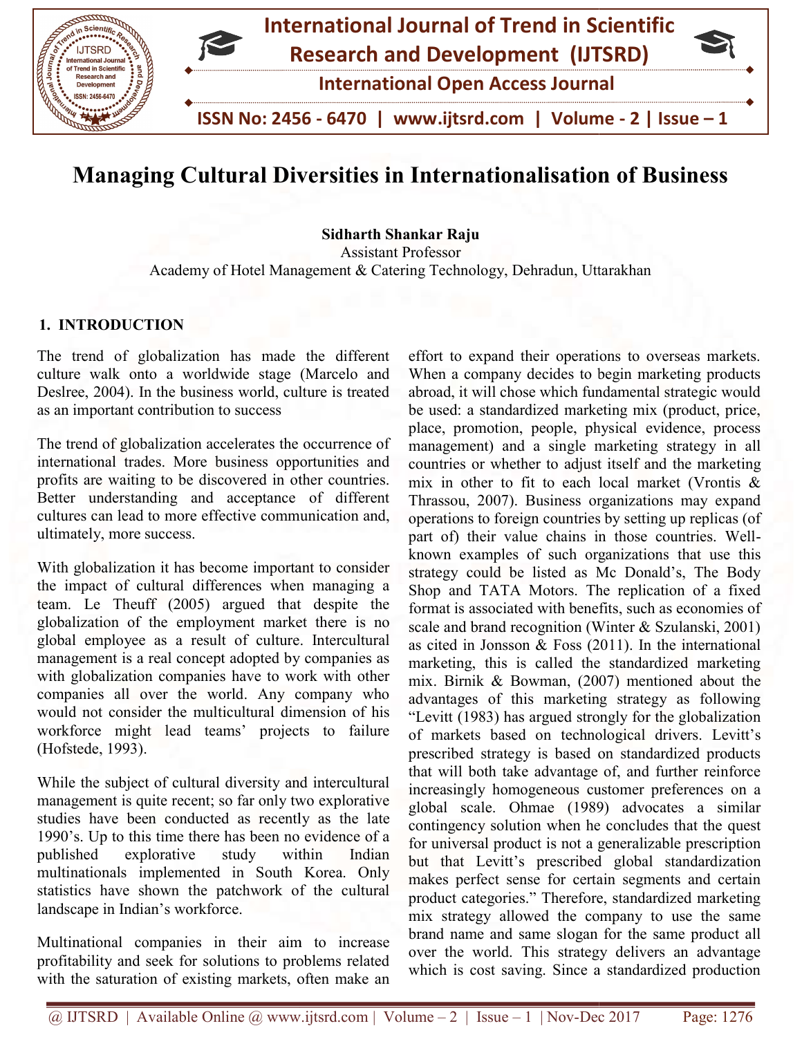# Managing Cultural Diversities in Internationalisation of Business

**Sidharth Shankar Raju**
Assistant Professor
Academy of Hotel Management & Catering Technology, Dehradun, Uttarakhan

## 1. INTRODUCTION

The trend of globalization has made the different culture walk onto a worldwide stage (Marcelo and Deslree, 2004). In the business world, culture is treated as an important contribution to success

The trend of globalization accelerates the occurrence of international trades. More business opportunities and profits are waiting to be discovered in other countries. Better understanding and acceptance of different cultures can lead to more effective communication and, ultimately, more success.

With globalization it has become important to consider the impact of cultural differences when managing a team. Le Theuff (2005) argued that despite the globalization of the employment market there is no global employee as a result of culture. Intercultural management is a real concept adopted by companies as with globalization companies have to work with other companies all over the world. Any company who would not consider the multicultural dimension of his workforce might lead teams' projects to failure (Hofstede, 1993).

While the subject of cultural diversity and intercultural management is quite recent; so far only two explorative studies have been conducted as recently as the late 1990's. Up to this time there has been no evidence of a published explorative study within Indian multinationals implemented in South Korea. Only statistics have shown the patchwork of the cultural landscape in Indian's workforce.

Multinational companies in their aim to increase profitability and seek for solutions to problems related with the saturation of existing markets, often make an effort to expand their operations to overseas markets. When a company decides to begin marketing products abroad, it will chose which fundamental strategic would be used: a standardized marketing mix (product, price, place, promotion, people, physical evidence, process management) and a single marketing strategy in all countries or whether to adjust itself and the marketing mix in other to fit to each local market (Vrontis & Thrassou, 2007). Business organizations may expand operations to foreign countries by setting up replicas (of part of) their value chains in those countries. Well-known examples of such organizations that use this strategy could be listed as Mc Donald's, The Body Shop and TATA Motors. The replication of a fixed format is associated with benefits, such as economies of scale and brand recognition (Winter & Szulanski, 2001) as cited in Jonsson & Foss (2011). In the international marketing, this is called the standardized marketing mix. Birnik & Bowman, (2007) mentioned about the advantages of this marketing strategy as following "Levitt (1983) has argued strongly for the globalization of markets based on technological drivers. Levitt's prescribed strategy is based on standardized products that will both take advantage of, and further reinforce increasingly homogeneous customer preferences on a global scale. Ohmae (1989) advocates a similar contingency solution when he concludes that the quest for universal product is not a generalizable prescription but that Levitt's prescribed global standardization makes perfect sense for certain segments and certain product categories." Therefore, standardized marketing mix strategy allowed the company to use the same brand name and same slogan for the same product all over the world. This strategy delivers an advantage which is cost saving. Since a standardized production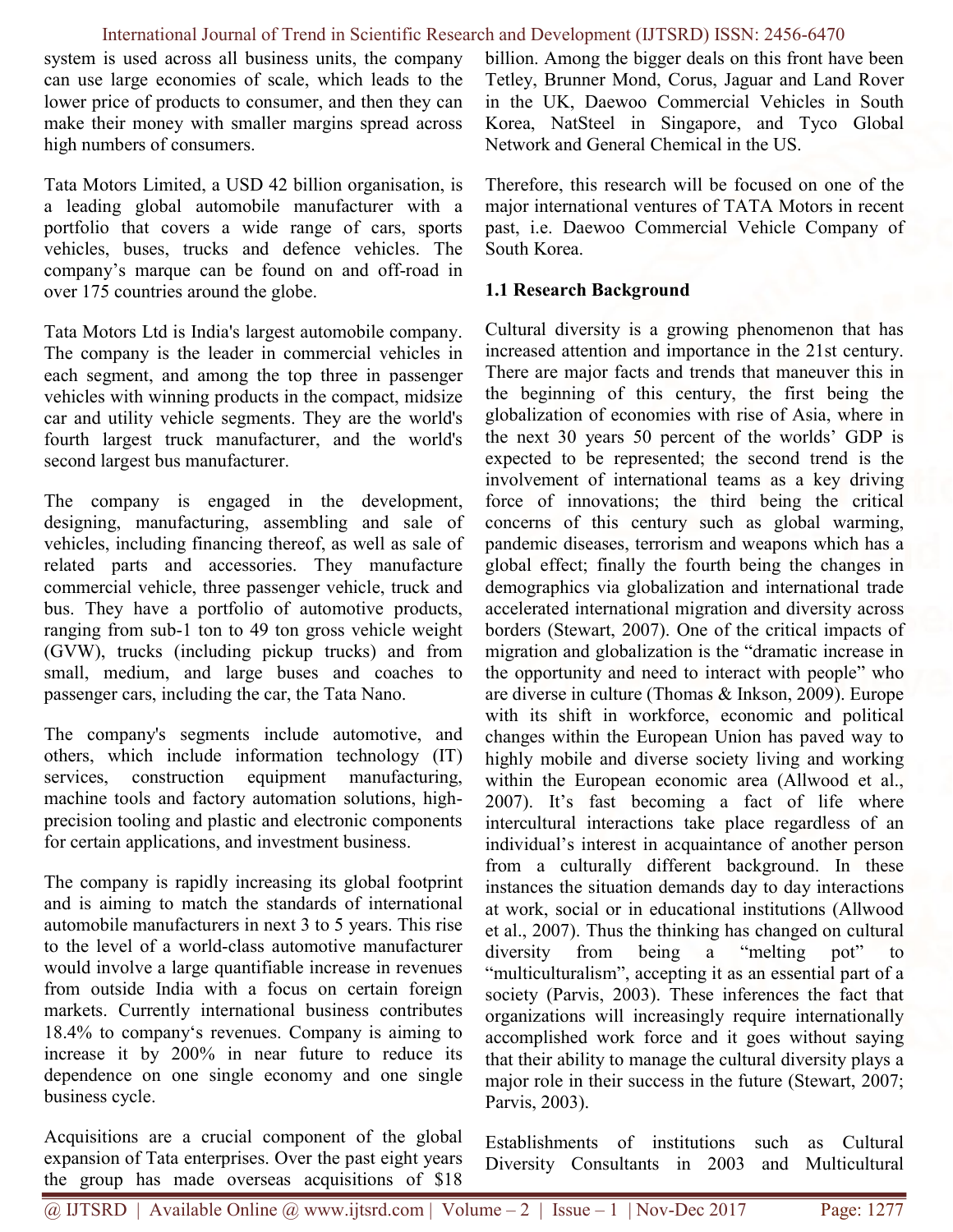system is used across all business units, the company can use large economies of scale, which leads to the lower price of products to consumer, and then they can make their money with smaller margins spread across high numbers of consumers.

Tata Motors Limited, a USD 42 billion organisation, is a leading global automobile manufacturer with a portfolio that covers a wide range of cars, sports vehicles, buses, trucks and defence vehicles. The company's marque can be found on and off-road in over 175 countries around the globe.

Tata Motors Ltd is India's largest automobile company. The company is the leader in commercial vehicles in each segment, and among the top three in passenger vehicles with winning products in the compact, midsize car and utility vehicle segments. They are the world's fourth largest truck manufacturer, and the world's second largest bus manufacturer.

The company is engaged in the development, designing, manufacturing, assembling and sale of vehicles, including financing thereof, as well as sale of related parts and accessories. They manufacture commercial vehicle, three passenger vehicle, truck and bus. They have a portfolio of automotive products, ranging from sub-1 ton to 49 ton gross vehicle weight (GVW), trucks (including pickup trucks) and from small, medium, and large buses and coaches to passenger cars, including the car, the Tata Nano.

The company's segments include automotive, and others, which include information technology (IT) services, construction equipment manufacturing, machine tools and factory automation solutions, high-precision tooling and plastic and electronic components for certain applications, and investment business.

The company is rapidly increasing its global footprint and is aiming to match the standards of international automobile manufacturers in next 3 to 5 years. This rise to the level of a world-class automotive manufacturer would involve a large quantifiable increase in revenues from outside India with a focus on certain foreign markets. Currently international business contributes 18.4% to company's revenues. Company is aiming to increase it by 200% in near future to reduce its dependence on one single economy and one single business cycle.

Acquisitions are a crucial component of the global expansion of Tata enterprises. Over the past eight years the group has made overseas acquisitions of $18 billion. Among the bigger deals on this front have been Tetley, Brunner Mond, Corus, Jaguar and Land Rover in the UK, Daewoo Commercial Vehicles in South Korea, NatSteel in Singapore, and Tyco Global Network and General Chemical in the US.

Therefore, this research will be focused on one of the major international ventures of TATA Motors in recent past, i.e. Daewoo Commercial Vehicle Company of South Korea.

### 1.1 Research Background

Cultural diversity is a growing phenomenon that has increased attention and importance in the 21st century. There are major facts and trends that maneuver this in the beginning of this century, the first being the globalization of economies with rise of Asia, where in the next 30 years 50 percent of the worlds' GDP is expected to be represented; the second trend is the involvement of international teams as a key driving force of innovations; the third being the critical concerns of this century such as global warming, pandemic diseases, terrorism and weapons which has a global effect; finally the fourth being the changes in demographics via globalization and international trade accelerated international migration and diversity across borders (Stewart, 2007). One of the critical impacts of migration and globalization is the "dramatic increase in the opportunity and need to interact with people" who are diverse in culture (Thomas & Inkson, 2009). Europe with its shift in workforce, economic and political changes within the European Union has paved way to highly mobile and diverse society living and working within the European economic area (Allwood et al., 2007). It's fast becoming a fact of life where intercultural interactions take place regardless of an individual's interest in acquaintance of another person from a culturally different background. In these instances the situation demands day to day interactions at work, social or in educational institutions (Allwood et al., 2007). Thus the thinking has changed on cultural diversity from being a "melting pot" to "multiculturalism", accepting it as an essential part of a society (Parvis, 2003). These inferences the fact that organizations will increasingly require internationally accomplished work force and it goes without saying that their ability to manage the cultural diversity plays a major role in their success in the future (Stewart, 2007; Parvis, 2003).

Establishments of institutions such as Cultural Diversity Consultants in 2003 and Multicultural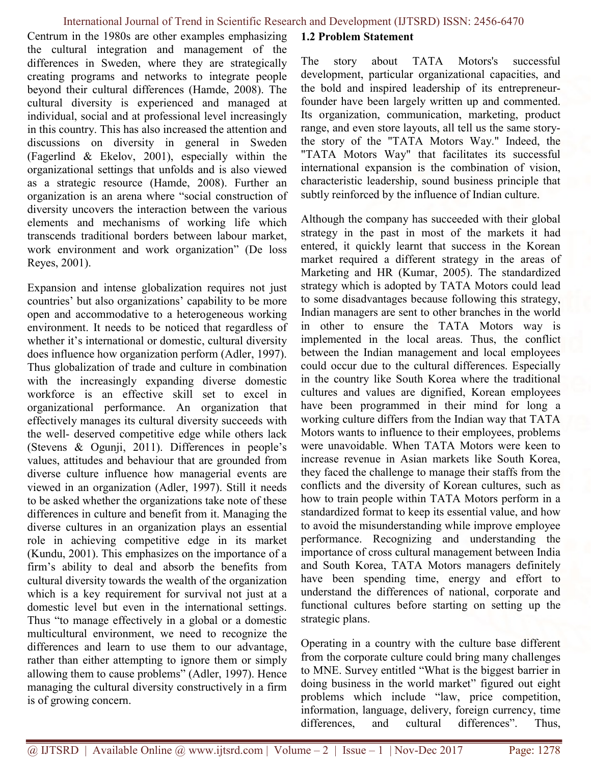Centrum in the 1980s are other examples emphasizing the cultural integration and management of the differences in Sweden, where they are strategically creating programs and networks to integrate people beyond their cultural differences (Hamde, 2008). The cultural diversity is experienced and managed at individual, social and at professional level increasingly in this country. This has also increased the attention and discussions on diversity in general in Sweden (Fagerlind & Ekelov, 2001), especially within the organizational settings that unfolds and is also viewed as a strategic resource (Hamde, 2008). Further an organization is an arena where "social construction of diversity uncovers the interaction between the various elements and mechanisms of working life which transcends traditional borders between labour market, work environment and work organization" (De loss Reyes, 2001).

Expansion and intense globalization requires not just countries' but also organizations' capability to be more open and accommodative to a heterogeneous working environment. It needs to be noticed that regardless of whether it's international or domestic, cultural diversity does influence how organization perform (Adler, 1997). Thus globalization of trade and culture in combination with the increasingly expanding diverse domestic workforce is an effective skill set to excel in organizational performance. An organization that effectively manages its cultural diversity succeeds with the well- deserved competitive edge while others lack (Stevens & Ogunji, 2011). Differences in people's values, attitudes and behaviour that are grounded from diverse culture influence how managerial events are viewed in an organization (Adler, 1997). Still it needs to be asked whether the organizations take note of these differences in culture and benefit from it. Managing the diverse cultures in an organization plays an essential role in achieving competitive edge in its market (Kundu, 2001). This emphasizes on the importance of a firm's ability to deal and absorb the benefits from cultural diversity towards the wealth of the organization which is a key requirement for survival not just at a domestic level but even in the international settings. Thus "to manage effectively in a global or a domestic multicultural environment, we need to recognize the differences and learn to use them to our advantage, rather than either attempting to ignore them or simply allowing them to cause problems" (Adler, 1997). Hence managing the cultural diversity constructively in a firm is of growing concern.

### 1.2 Problem Statement

The story about TATA Motors's successful development, particular organizational capacities, and the bold and inspired leadership of its entrepreneur-founder have been largely written up and commented. Its organization, communication, marketing, product range, and even store layouts, all tell us the same story- the story of the "TATA Motors Way." Indeed, the "TATA Motors Way" that facilitates its successful international expansion is the combination of vision, characteristic leadership, sound business principle that subtly reinforced by the influence of Indian culture.

Although the company has succeeded with their global strategy in the past in most of the markets it had entered, it quickly learnt that success in the Korean market required a different strategy in the areas of Marketing and HR (Kumar, 2005). The standardized strategy which is adopted by TATA Motors could lead to some disadvantages because following this strategy, Indian managers are sent to other branches in the world in other to ensure the TATA Motors way is implemented in the local areas. Thus, the conflict between the Indian management and local employees could occur due to the cultural differences. Especially in the country like South Korea where the traditional cultures and values are dignified, Korean employees have been programmed in their mind for long a working culture differs from the Indian way that TATA Motors wants to influence to their employees, problems were unavoidable. When TATA Motors were keen to increase revenue in Asian markets like South Korea, they faced the challenge to manage their staffs from the conflicts and the diversity of Korean cultures, such as how to train people within TATA Motors perform in a standardized format to keep its essential value, and how to avoid the misunderstanding while improve employee performance. Recognizing and understanding the importance of cross cultural management between India and South Korea, TATA Motors managers definitely have been spending time, energy and effort to understand the differences of national, corporate and functional cultures before starting on setting up the strategic plans.

Operating in a country with the culture base different from the corporate culture could bring many challenges to MNE. Survey entitled "What is the biggest barrier in doing business in the world market" figured out eight problems which include "law, price competition, information, language, delivery, foreign currency, time differences, and cultural differences". Thus,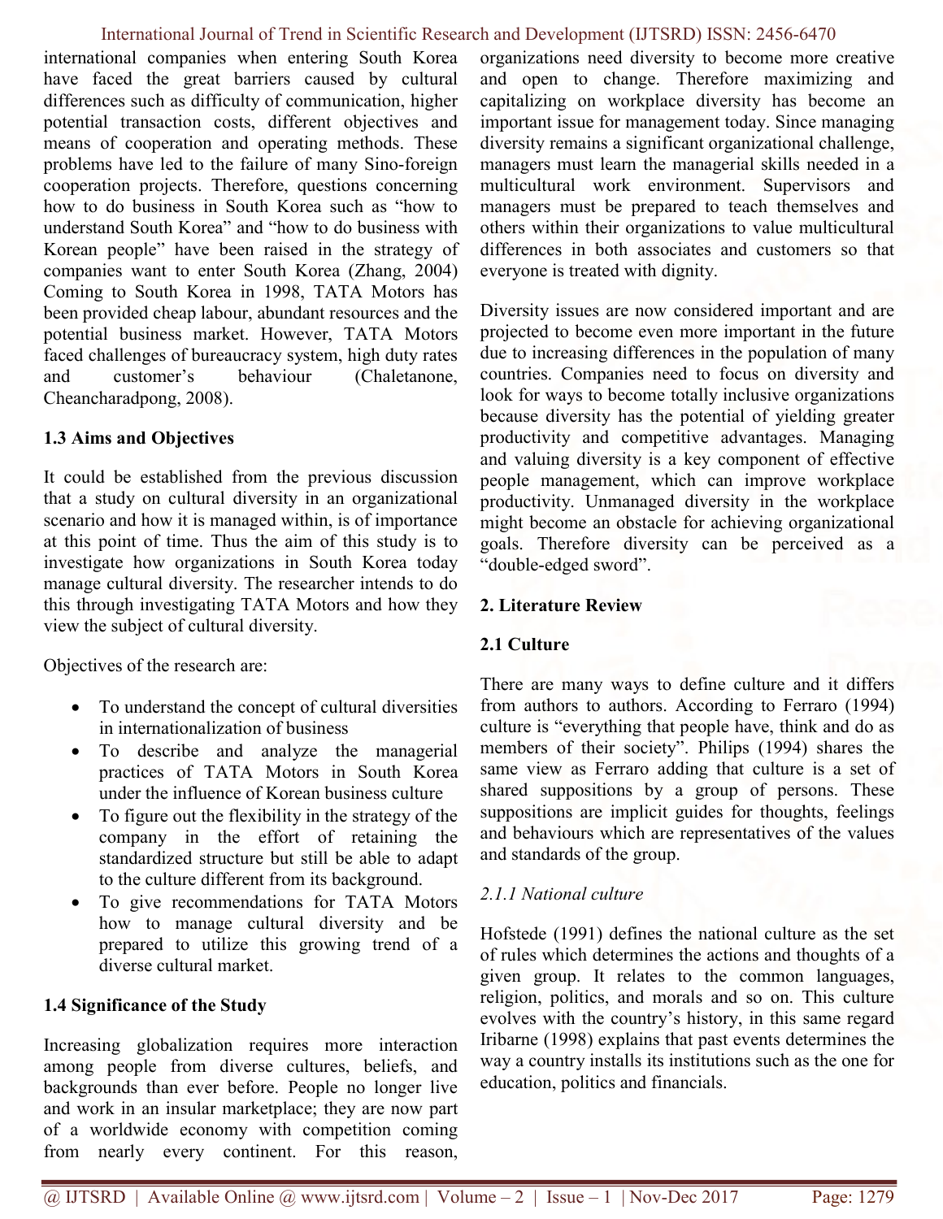international companies when entering South Korea have faced the great barriers caused by cultural differences such as difficulty of communication, higher potential transaction costs, different objectives and means of cooperation and operating methods. These problems have led to the failure of many Sino-foreign cooperation projects. Therefore, questions concerning how to do business in South Korea such as "how to understand South Korea" and "how to do business with Korean people" have been raised in the strategy of companies want to enter South Korea (Zhang, 2004) Coming to South Korea in 1998, TATA Motors has been provided cheap labour, abundant resources and the potential business market. However, TATA Motors faced challenges of bureaucracy system, high duty rates and customer's behaviour (Chaletanone, Cheancharadpong, 2008).

**1.3 Aims and Objectives**

It could be established from the previous discussion that a study on cultural diversity in an organizational scenario and how it is managed within, is of importance at this point of time. Thus the aim of this study is to investigate how organizations in South Korea today manage cultural diversity. The researcher intends to do this through investigating TATA Motors and how they view the subject of cultural diversity.

Objectives of the research are:

- To understand the concept of cultural diversities in internationalization of business
- To describe and analyze the managerial practices of TATA Motors in South Korea under the influence of Korean business culture
- To figure out the flexibility in the strategy of the company in the effort of retaining the standardized structure but still be able to adapt to the culture different from its background.
- To give recommendations for TATA Motors how to manage cultural diversity and be prepared to utilize this growing trend of a diverse cultural market.

**1.4 Significance of the Study**

Increasing globalization requires more interaction among people from diverse cultures, beliefs, and backgrounds than ever before. People no longer live and work in an insular marketplace; they are now part of a worldwide economy with competition coming from nearly every continent. For this reason, organizations need diversity to become more creative and open to change. Therefore maximizing and capitalizing on workplace diversity has become an important issue for management today. Since managing diversity remains a significant organizational challenge, managers must learn the managerial skills needed in a multicultural work environment. Supervisors and managers must be prepared to teach themselves and others within their organizations to value multicultural differences in both associates and customers so that everyone is treated with dignity.

Diversity issues are now considered important and are projected to become even more important in the future due to increasing differences in the population of many countries. Companies need to focus on diversity and look for ways to become totally inclusive organizations because diversity has the potential of yielding greater productivity and competitive advantages. Managing and valuing diversity is a key component of effective people management, which can improve workplace productivity. Unmanaged diversity in the workplace might become an obstacle for achieving organizational goals. Therefore diversity can be perceived as a "double-edged sword".

**2. Literature Review**

**2.1 Culture**

There are many ways to define culture and it differs from authors to authors. According to Ferraro (1994) culture is "everything that people have, think and do as members of their society". Philips (1994) shares the same view as Ferraro adding that culture is a set of shared suppositions by a group of persons. These suppositions are implicit guides for thoughts, feelings and behaviours which are representatives of the values and standards of the group.

*2.1.1 National culture*

Hofstede (1991) defines the national culture as the set of rules which determines the actions and thoughts of a given group. It relates to the common languages, religion, politics, and morals and so on. This culture evolves with the country's history, in this same regard Iribarne (1998) explains that past events determines the way a country installs its institutions such as the one for education, politics and financials.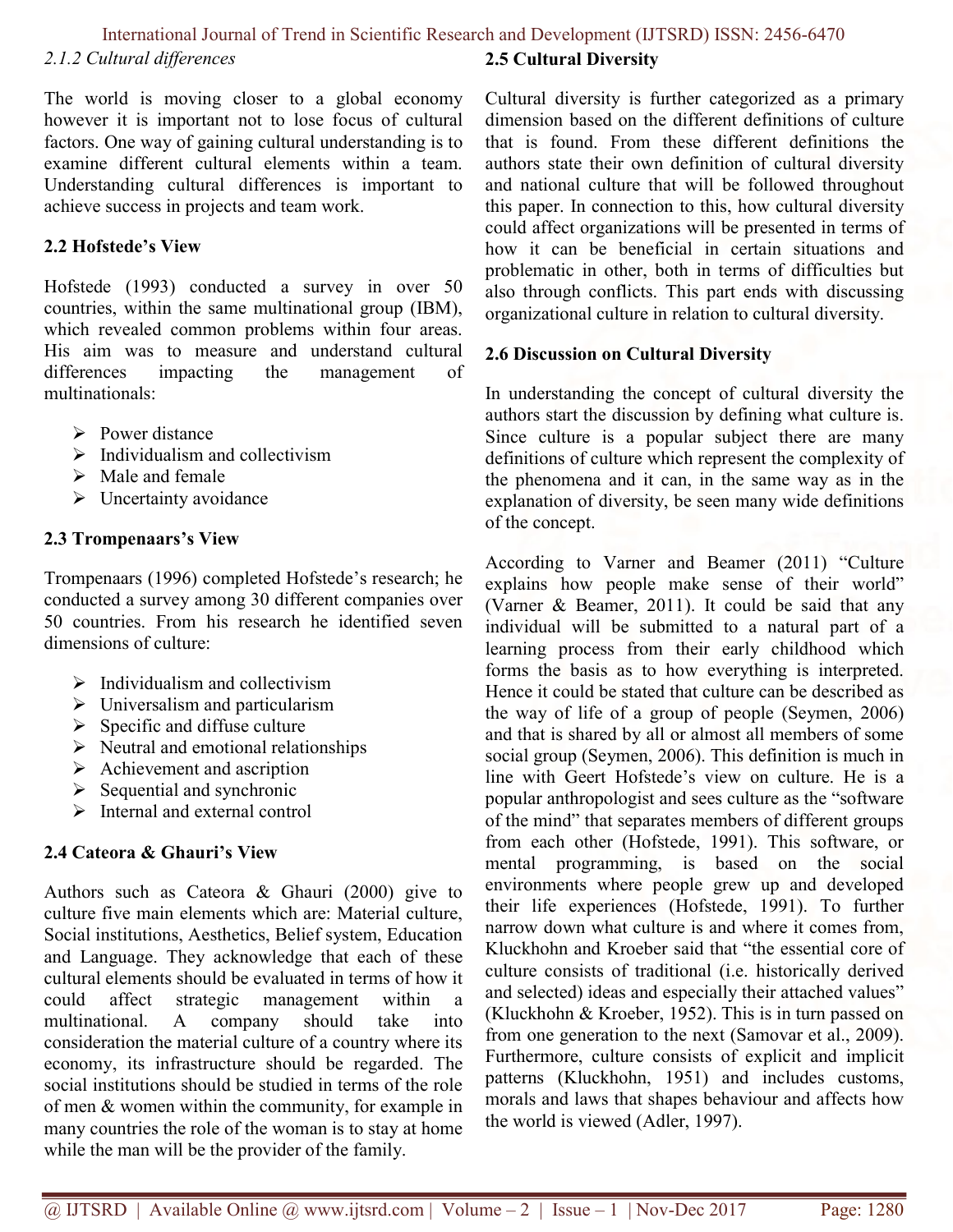*2.1.2 Cultural differences*

The world is moving closer to a global economy however it is important not to lose focus of cultural factors. One way of gaining cultural understanding is to examine different cultural elements within a team. Understanding cultural differences is important to achieve success in projects and team work.

**2.2 Hofstede's View**

Hofstede (1993) conducted a survey in over 50 countries, within the same multinational group (IBM), which revealed common problems within four areas. His aim was to measure and understand cultural differences impacting the management of multinationals:

- Power distance
- Individualism and collectivism
- Male and female
- Uncertainty avoidance

**2.3 Trompenaars's View**

Trompenaars (1996) completed Hofstede's research; he conducted a survey among 30 different companies over 50 countries. From his research he identified seven dimensions of culture:

- Individualism and collectivism
- Universalism and particularism
- Specific and diffuse culture
- Neutral and emotional relationships
- Achievement and ascription
- Sequential and synchronic
- Internal and external control

**2.4 Cateora & Ghauri's View**

Authors such as Cateora & Ghauri (2000) give to culture five main elements which are: Material culture, Social institutions, Aesthetics, Belief system, Education and Language. They acknowledge that each of these cultural elements should be evaluated in terms of how it could affect strategic management within a multinational. A company should take into consideration the material culture of a country where its economy, its infrastructure should be regarded. The social institutions should be studied in terms of the role of men & women within the community, for example in many countries the role of the woman is to stay at home while the man will be the provider of the family.

**2.5 Cultural Diversity**

Cultural diversity is further categorized as a primary dimension based on the different definitions of culture that is found. From these different definitions the authors state their own definition of cultural diversity and national culture that will be followed throughout this paper. In connection to this, how cultural diversity could affect organizations will be presented in terms of how it can be beneficial in certain situations and problematic in other, both in terms of difficulties but also through conflicts. This part ends with discussing organizational culture in relation to cultural diversity.

**2.6 Discussion on Cultural Diversity**

In understanding the concept of cultural diversity the authors start the discussion by defining what culture is. Since culture is a popular subject there are many definitions of culture which represent the complexity of the phenomena and it can, in the same way as in the explanation of diversity, be seen many wide definitions of the concept.

According to Varner and Beamer (2011) "Culture explains how people make sense of their world" (Varner & Beamer, 2011). It could be said that any individual will be submitted to a natural part of a learning process from their early childhood which forms the basis as to how everything is interpreted. Hence it could be stated that culture can be described as the way of life of a group of people (Seymen, 2006) and that is shared by all or almost all members of some social group (Seymen, 2006). This definition is much in line with Geert Hofstede's view on culture. He is a popular anthropologist and sees culture as the "software of the mind" that separates members of different groups from each other (Hofstede, 1991). This software, or mental programming, is based on the social environments where people grew up and developed their life experiences (Hofstede, 1991). To further narrow down what culture is and where it comes from, Kluckhohn and Kroeber said that "the essential core of culture consists of traditional (i.e. historically derived and selected) ideas and especially their attached values" (Kluckhohn & Kroeber, 1952). This is in turn passed on from one generation to the next (Samovar et al., 2009). Furthermore, culture consists of explicit and implicit patterns (Kluckhohn, 1951) and includes customs, morals and laws that shapes behaviour and affects how the world is viewed (Adler, 1997).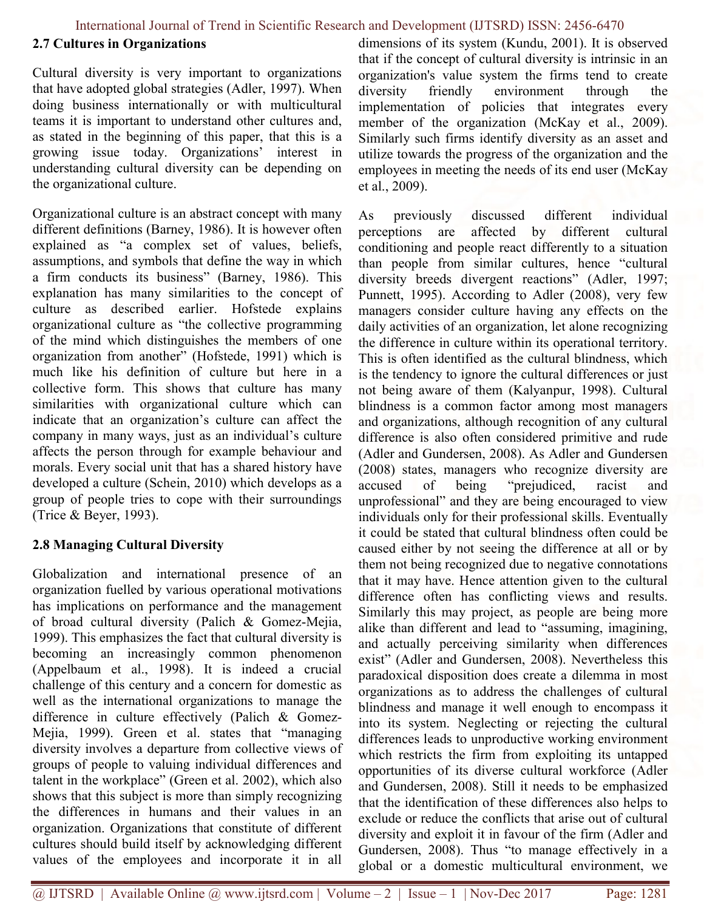### 2.7 Cultures in Organizations

Cultural diversity is very important to organizations that have adopted global strategies (Adler, 1997). When doing business internationally or with multicultural teams it is important to understand other cultures and, as stated in the beginning of this paper, that this is a growing issue today. Organizations' interest in understanding cultural diversity can be depending on the organizational culture.

Organizational culture is an abstract concept with many different definitions (Barney, 1986). It is however often explained as "a complex set of values, beliefs, assumptions, and symbols that define the way in which a firm conducts its business" (Barney, 1986). This explanation has many similarities to the concept of culture as described earlier. Hofstede explains organizational culture as "the collective programming of the mind which distinguishes the members of one organization from another" (Hofstede, 1991) which is much like his definition of culture but here in a collective form. This shows that culture has many similarities with organizational culture which can indicate that an organization's culture can affect the company in many ways, just as an individual's culture affects the person through for example behaviour and morals. Every social unit that has a shared history have developed a culture (Schein, 2010) which develops as a group of people tries to cope with their surroundings (Trice & Beyer, 1993).

### 2.8 Managing Cultural Diversity

Globalization and international presence of an organization fuelled by various operational motivations has implications on performance and the management of broad cultural diversity (Palich & Gomez-Mejia, 1999). This emphasizes the fact that cultural diversity is becoming an increasingly common phenomenon (Appelbaum et al., 1998). It is indeed a crucial challenge of this century and a concern for domestic as well as the international organizations to manage the difference in culture effectively (Palich & Gomez-Mejia, 1999). Green et al. states that "managing diversity involves a departure from collective views of groups of people to valuing individual differences and talent in the workplace" (Green et al. 2002), which also shows that this subject is more than simply recognizing the differences in humans and their values in an organization. Organizations that constitute of different cultures should build itself by acknowledging different values of the employees and incorporate it in all dimensions of its system (Kundu, 2001). It is observed that if the concept of cultural diversity is intrinsic in an organization's value system the firms tend to create diversity friendly environment through the implementation of policies that integrates every member of the organization (McKay et al., 2009). Similarly such firms identify diversity as an asset and utilize towards the progress of the organization and the employees in meeting the needs of its end user (McKay et al., 2009).

As previously discussed different individual perceptions are affected by different cultural conditioning and people react differently to a situation than people from similar cultures, hence "cultural diversity breeds divergent reactions" (Adler, 1997; Punnett, 1995). According to Adler (2008), very few managers consider culture having any effects on the daily activities of an organization, let alone recognizing the difference in culture within its operational territory. This is often identified as the cultural blindness, which is the tendency to ignore the cultural differences or just not being aware of them (Kalyanpur, 1998). Cultural blindness is a common factor among most managers and organizations, although recognition of any cultural difference is also often considered primitive and rude (Adler and Gundersen, 2008). As Adler and Gundersen (2008) states, managers who recognize diversity are accused of being "prejudiced, racist and unprofessional" and they are being encouraged to view individuals only for their professional skills. Eventually it could be stated that cultural blindness often could be caused either by not seeing the difference at all or by them not being recognized due to negative connotations that it may have. Hence attention given to the cultural difference often has conflicting views and results. Similarly this may project, as people are being more alike than different and lead to "assuming, imagining, and actually perceiving similarity when differences exist" (Adler and Gundersen, 2008). Nevertheless this paradoxical disposition does create a dilemma in most organizations as to address the challenges of cultural blindness and manage it well enough to encompass it into its system. Neglecting or rejecting the cultural differences leads to unproductive working environment which restricts the firm from exploiting its untapped opportunities of its diverse cultural workforce (Adler and Gundersen, 2008). Still it needs to be emphasized that the identification of these differences also helps to exclude or reduce the conflicts that arise out of cultural diversity and exploit it in favour of the firm (Adler and Gundersen, 2008). Thus "to manage effectively in a global or a domestic multicultural environment, we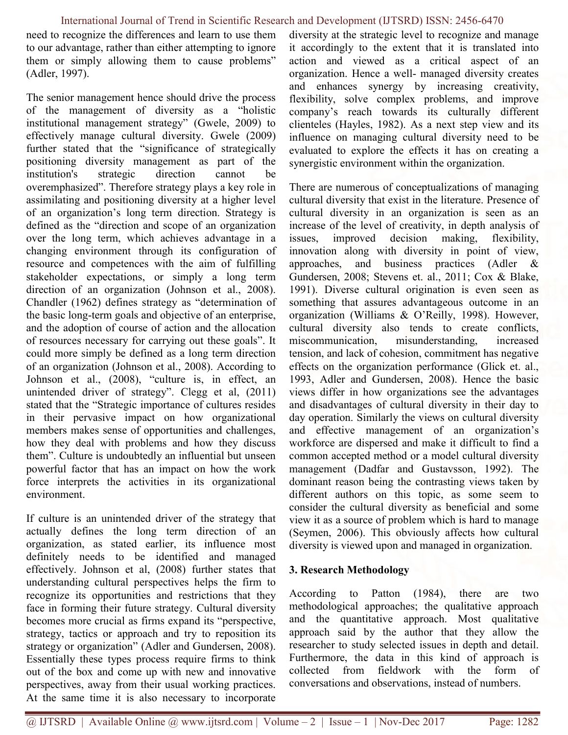need to recognize the differences and learn to use them to our advantage, rather than either attempting to ignore them or simply allowing them to cause problems" (Adler, 1997).

The senior management hence should drive the process of the management of diversity as a "holistic institutional management strategy" (Gwele, 2009) to effectively manage cultural diversity. Gwele (2009) further stated that the "significance of strategically positioning diversity management as part of the institution's strategic direction cannot be overemphasized". Therefore strategy plays a key role in assimilating and positioning diversity at a higher level of an organization's long term direction. Strategy is defined as the "direction and scope of an organization over the long term, which achieves advantage in a changing environment through its configuration of resource and competences with the aim of fulfilling stakeholder expectations, or simply a long term direction of an organization (Johnson et al., 2008). Chandler (1962) defines strategy as "determination of the basic long-term goals and objective of an enterprise, and the adoption of course of action and the allocation of resources necessary for carrying out these goals". It could more simply be defined as a long term direction of an organization (Johnson et al., 2008). According to Johnson et al., (2008), "culture is, in effect, an unintended driver of strategy". Clegg et al, (2011) stated that the "Strategic importance of cultures resides in their pervasive impact on how organizational members makes sense of opportunities and challenges, how they deal with problems and how they discuss them". Culture is undoubtedly an influential but unseen powerful factor that has an impact on how the work force interprets the activities in its organizational environment.

If culture is an unintended driver of the strategy that actually defines the long term direction of an organization, as stated earlier, its influence most definitely needs to be identified and managed effectively. Johnson et al, (2008) further states that understanding cultural perspectives helps the firm to recognize its opportunities and restrictions that they face in forming their future strategy. Cultural diversity becomes more crucial as firms expand its "perspective, strategy, tactics or approach and try to reposition its strategy or organization" (Adler and Gundersen, 2008). Essentially these types process require firms to think out of the box and come up with new and innovative perspectives, away from their usual working practices. At the same time it is also necessary to incorporate diversity at the strategic level to recognize and manage it accordingly to the extent that it is translated into action and viewed as a critical aspect of an organization. Hence a well- managed diversity creates and enhances synergy by increasing creativity, flexibility, solve complex problems, and improve company's reach towards its culturally different clienteles (Hayles, 1982). As a next step view and its influence on managing cultural diversity need to be evaluated to explore the effects it has on creating a synergistic environment within the organization.

There are numerous of conceptualizations of managing cultural diversity that exist in the literature. Presence of cultural diversity in an organization is seen as an increase of the level of creativity, in depth analysis of issues, improved decision making, flexibility, innovation along with diversity in point of view, approaches, and business practices (Adler & Gundersen, 2008; Stevens et. al., 2011; Cox & Blake, 1991). Diverse cultural origination is even seen as something that assures advantageous outcome in an organization (Williams & O'Reilly, 1998). However, cultural diversity also tends to create conflicts, miscommunication, misunderstanding, increased tension, and lack of cohesion, commitment has negative effects on the organization performance (Glick et. al., 1993, Adler and Gundersen, 2008). Hence the basic views differ in how organizations see the advantages and disadvantages of cultural diversity in their day to day operation. Similarly the views on cultural diversity and effective management of an organization's workforce are dispersed and make it difficult to find a common accepted method or a model cultural diversity management (Dadfar and Gustavsson, 1992). The dominant reason being the contrasting views taken by different authors on this topic, as some seem to consider the cultural diversity as beneficial and some view it as a source of problem which is hard to manage (Seymen, 2006). This obviously affects how cultural diversity is viewed upon and managed in organization.

## 3. Research Methodology

According to Patton (1984), there are two methodological approaches; the qualitative approach and the quantitative approach. Most qualitative approach said by the author that they allow the researcher to study selected issues in depth and detail. Furthermore, the data in this kind of approach is collected from fieldwork with the form of conversations and observations, instead of numbers.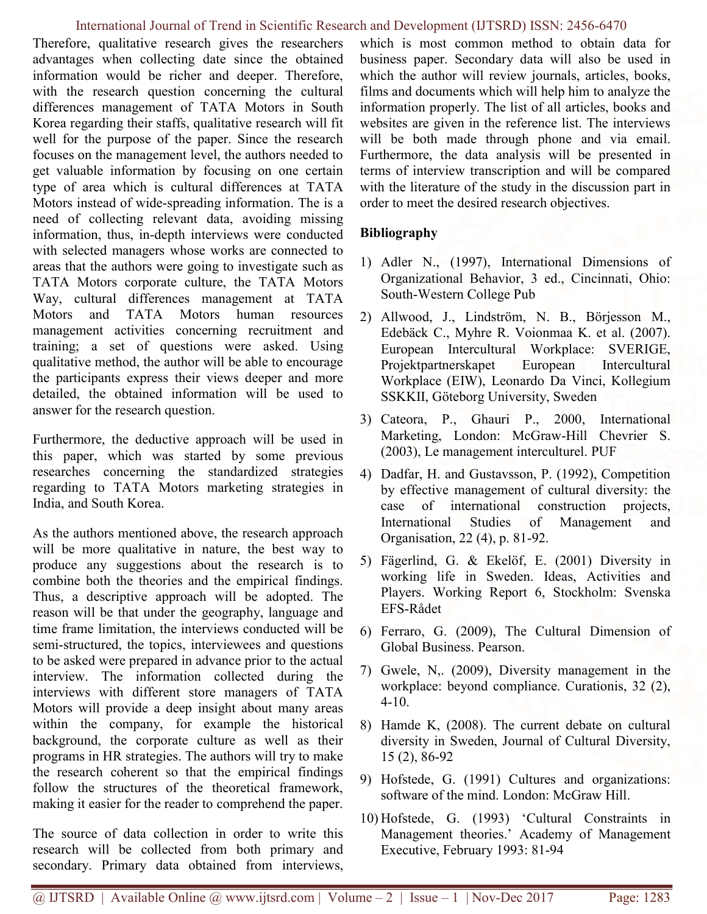Therefore, qualitative research gives the researchers advantages when collecting date since the obtained information would be richer and deeper. Therefore, with the research question concerning the cultural differences management of TATA Motors in South Korea regarding their staffs, qualitative research will fit well for the purpose of the paper. Since the research focuses on the management level, the authors needed to get valuable information by focusing on one certain type of area which is cultural differences at TATA Motors instead of wide-spreading information. The is a need of collecting relevant data, avoiding missing information, thus, in-depth interviews were conducted with selected managers whose works are connected to areas that the authors were going to investigate such as TATA Motors corporate culture, the TATA Motors Way, cultural differences management at TATA Motors and TATA Motors human resources management activities concerning recruitment and training; a set of questions were asked. Using qualitative method, the author will be able to encourage the participants express their views deeper and more detailed, the obtained information will be used to answer for the research question.

Furthermore, the deductive approach will be used in this paper, which was started by some previous researches concerning the standardized strategies regarding to TATA Motors marketing strategies in India, and South Korea.

As the authors mentioned above, the research approach will be more qualitative in nature, the best way to produce any suggestions about the research is to combine both the theories and the empirical findings. Thus, a descriptive approach will be adopted. The reason will be that under the geography, language and time frame limitation, the interviews conducted will be semi-structured, the topics, interviewees and questions to be asked were prepared in advance prior to the actual interview. The information collected during the interviews with different store managers of TATA Motors will provide a deep insight about many areas within the company, for example the historical background, the corporate culture as well as their programs in HR strategies. The authors will try to make the research coherent so that the empirical findings follow the structures of the theoretical framework, making it easier for the reader to comprehend the paper.

The source of data collection in order to write this research will be collected from both primary and secondary. Primary data obtained from interviews, which is most common method to obtain data for business paper. Secondary data will also be used in which the author will review journals, articles, books, films and documents which will help him to analyze the information properly. The list of all articles, books and websites are given in the reference list. The interviews will be both made through phone and via email. Furthermore, the data analysis will be presented in terms of interview transcription and will be compared with the literature of the study in the discussion part in order to meet the desired research objectives.

**Bibliography**

1) Adler N., (1997), International Dimensions of Organizational Behavior, 3 ed., Cincinnati, Ohio: South-Western College Pub
2) Allwood, J., Lindström, N. B., Börjesson M., Edebäck C., Myhre R. Voionmaa K. et al. (2007). European Intercultural Workplace: SVERIGE, Projektpartnerskapet European Intercultural Workplace (EIW), Leonardo Da Vinci, Kollegium SSKKII, Göteborg University, Sweden
3) Cateora, P., Ghauri P., 2000, International Marketing, London: McGraw-Hill Chevrier S. (2003), Le management interculturel. PUF
4) Dadfar, H. and Gustavsson, P. (1992), Competition by effective management of cultural diversity: the case of international construction projects, International Studies of Management and Organisation, 22 (4), p. 81-92.
5) Fägerlind, G. & Ekelöf, E. (2001) Diversity in working life in Sweden. Ideas, Activities and Players. Working Report 6, Stockholm: Svenska EFS-Rådet
6) Ferraro, G. (2009), The Cultural Dimension of Global Business. Pearson.
7) Gwele, N,. (2009), Diversity management in the workplace: beyond compliance. Curationis, 32 (2), 4-10.
8) Hamde K, (2008). The current debate on cultural diversity in Sweden, Journal of Cultural Diversity, 15 (2), 86-92
9) Hofstede, G. (1991) Cultures and organizations: software of the mind. London: McGraw Hill.
10) Hofstede, G. (1993) 'Cultural Constraints in Management theories.' Academy of Management Executive, February 1993: 81-94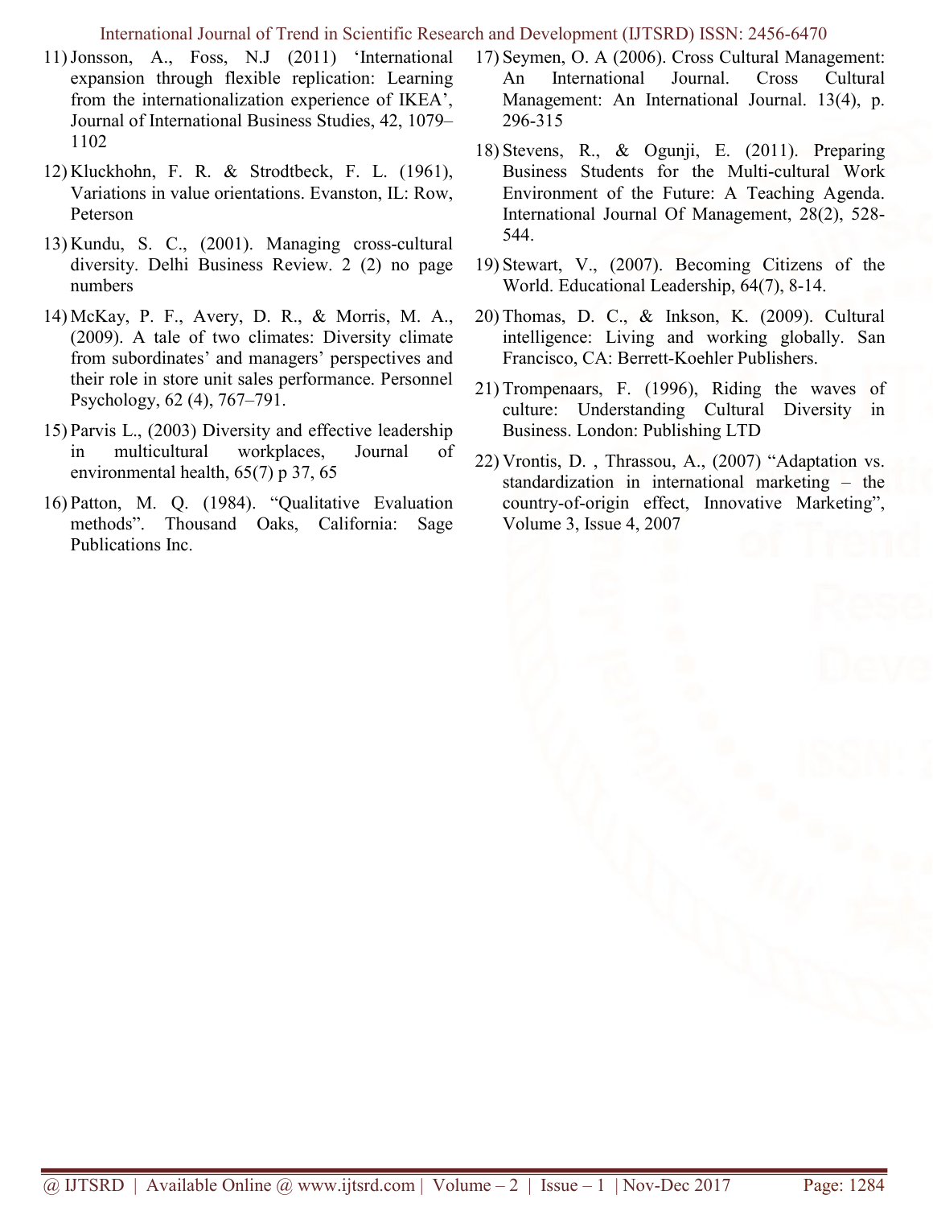11) Jonsson, A., Foss, N.J (2011) ‘International expansion through flexible replication: Learning from the internationalization experience of IKEA’, Journal of International Business Studies, 42, 1079–1102

12) Kluckhohn, F. R. & Strodtbeck, F. L. (1961), Variations in value orientations. Evanston, IL: Row, Peterson

13) Kundu, S. C., (2001). Managing cross-cultural diversity. Delhi Business Review. 2 (2) no page numbers

14) McKay, P. F., Avery, D. R., & Morris, M. A., (2009). A tale of two climates: Diversity climate from subordinates’ and managers’ perspectives and their role in store unit sales performance. Personnel Psychology, 62 (4), 767–791.

15) Parvis L., (2003) Diversity and effective leadership in multicultural workplaces, Journal of environmental health, 65(7) p 37, 65

16) Patton, M. Q. (1984). “Qualitative Evaluation methods”. Thousand Oaks, California: Sage Publications Inc.

17) Seymen, O. A (2006). Cross Cultural Management: An International Journal. Cross Cultural Management: An International Journal. 13(4), p. 296-315

18) Stevens, R., & Ogunji, E. (2011). Preparing Business Students for the Multi-cultural Work Environment of the Future: A Teaching Agenda. International Journal Of Management, 28(2), 528-544.

19) Stewart, V., (2007). Becoming Citizens of the World. Educational Leadership, 64(7), 8-14.

20) Thomas, D. C., & Inkson, K. (2009). Cultural intelligence: Living and working globally. San Francisco, CA: Berrett-Koehler Publishers.

21) Trompenaars, F. (1996), Riding the waves of culture: Understanding Cultural Diversity in Business. London: Publishing LTD

22) Vrontis, D. , Thrassou, A., (2007) “Adaptation vs. standardization in international marketing – the country-of-origin effect, Innovative Marketing”, Volume 3, Issue 4, 2007